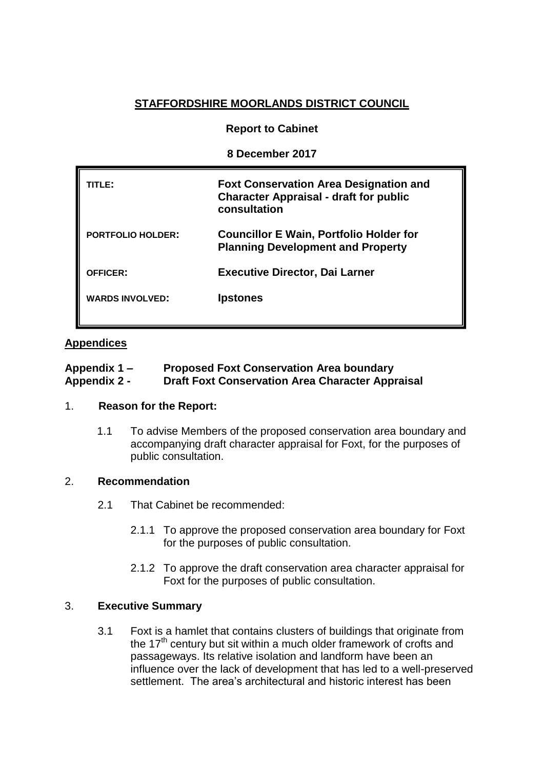**STAFFORDSHIRE MOORLANDS DISTRICT COUNCIL**

**Report to Cabinet**

**8 December 2017**

| | |
|---|---|
| **TITLE:** | **Foxt Conservation Area Designation and Character Appraisal - draft for public consultation** |
| **PORTFOLIO HOLDER:** | **Councillor E Wain, Portfolio Holder for Planning Development and Property** |
| **OFFICER:** | **Executive Director, Dai Larner** |
| **WARDS INVOLVED:** | **Ipstones** |

**Appendices**

**Appendix 1 – Proposed Foxt Conservation Area boundary**
**Appendix 2 - Draft Foxt Conservation Area Character Appraisal**

## 1. Reason for the Report:

1.1 To advise Members of the proposed conservation area boundary and accompanying draft character appraisal for Foxt, for the purposes of public consultation.

## 2. Recommendation

2.1 That Cabinet be recommended:

2.1.1 To approve the proposed conservation area boundary for Foxt for the purposes of public consultation.

2.1.2 To approve the draft conservation area character appraisal for Foxt for the purposes of public consultation.

## 3. Executive Summary

3.1 Foxt is a hamlet that contains clusters of buildings that originate from the 17th century but sit within a much older framework of crofts and passageways. Its relative isolation and landform have been an influence over the lack of development that has led to a well-preserved settlement. The area's architectural and historic interest has been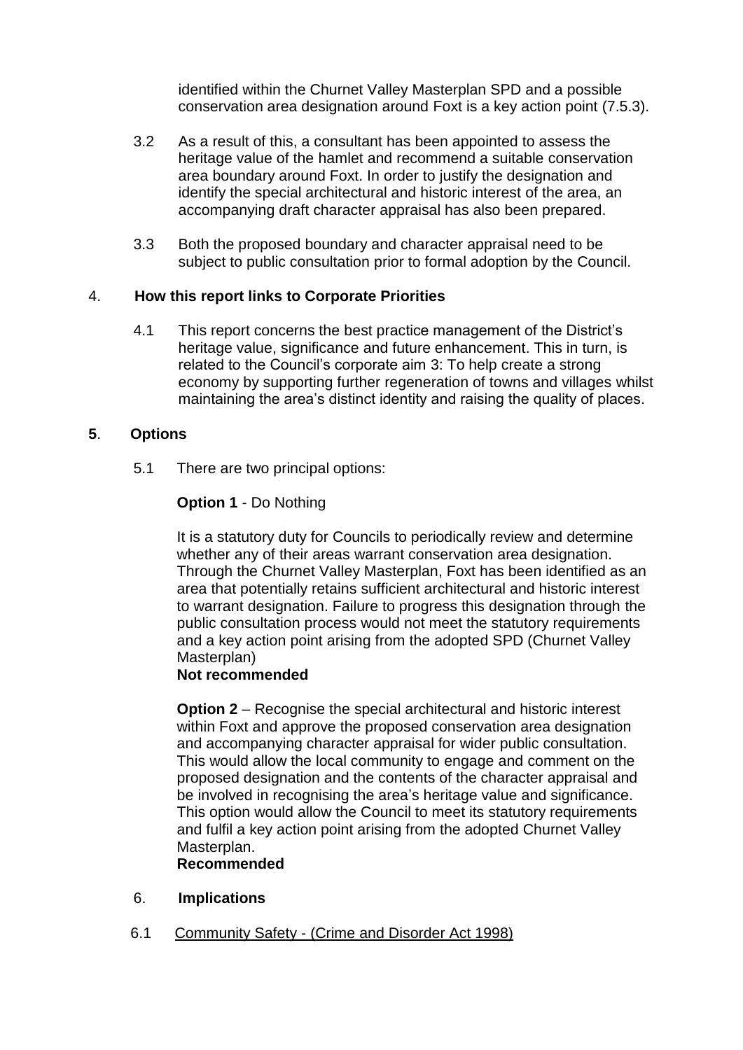identified within the Churnet Valley Masterplan SPD and a possible conservation area designation around Foxt is a key action point (7.5.3).

3.2 As a result of this, a consultant has been appointed to assess the heritage value of the hamlet and recommend a suitable conservation area boundary around Foxt. In order to justify the designation and identify the special architectural and historic interest of the area, an accompanying draft character appraisal has also been prepared.

3.3 Both the proposed boundary and character appraisal need to be subject to public consultation prior to formal adoption by the Council.

## 4. How this report links to Corporate Priorities

4.1 This report concerns the best practice management of the District's heritage value, significance and future enhancement. This in turn, is related to the Council's corporate aim 3: To help create a strong economy by supporting further regeneration of towns and villages whilst maintaining the area's distinct identity and raising the quality of places.

## 5. Options

5.1 There are two principal options:

**Option 1** - Do Nothing

It is a statutory duty for Councils to periodically review and determine whether any of their areas warrant conservation area designation. Through the Churnet Valley Masterplan, Foxt has been identified as an area that potentially retains sufficient architectural and historic interest to warrant designation. Failure to progress this designation through the public consultation process would not meet the statutory requirements and a key action point arising from the adopted SPD (Churnet Valley Masterplan)
**Not recommended**

**Option 2** – Recognise the special architectural and historic interest within Foxt and approve the proposed conservation area designation and accompanying character appraisal for wider public consultation. This would allow the local community to engage and comment on the proposed designation and the contents of the character appraisal and be involved in recognising the area's heritage value and significance. This option would allow the Council to meet its statutory requirements and fulfil a key action point arising from the adopted Churnet Valley Masterplan.
**Recommended**

## 6. Implications

6.1 Community Safety - (Crime and Disorder Act 1998)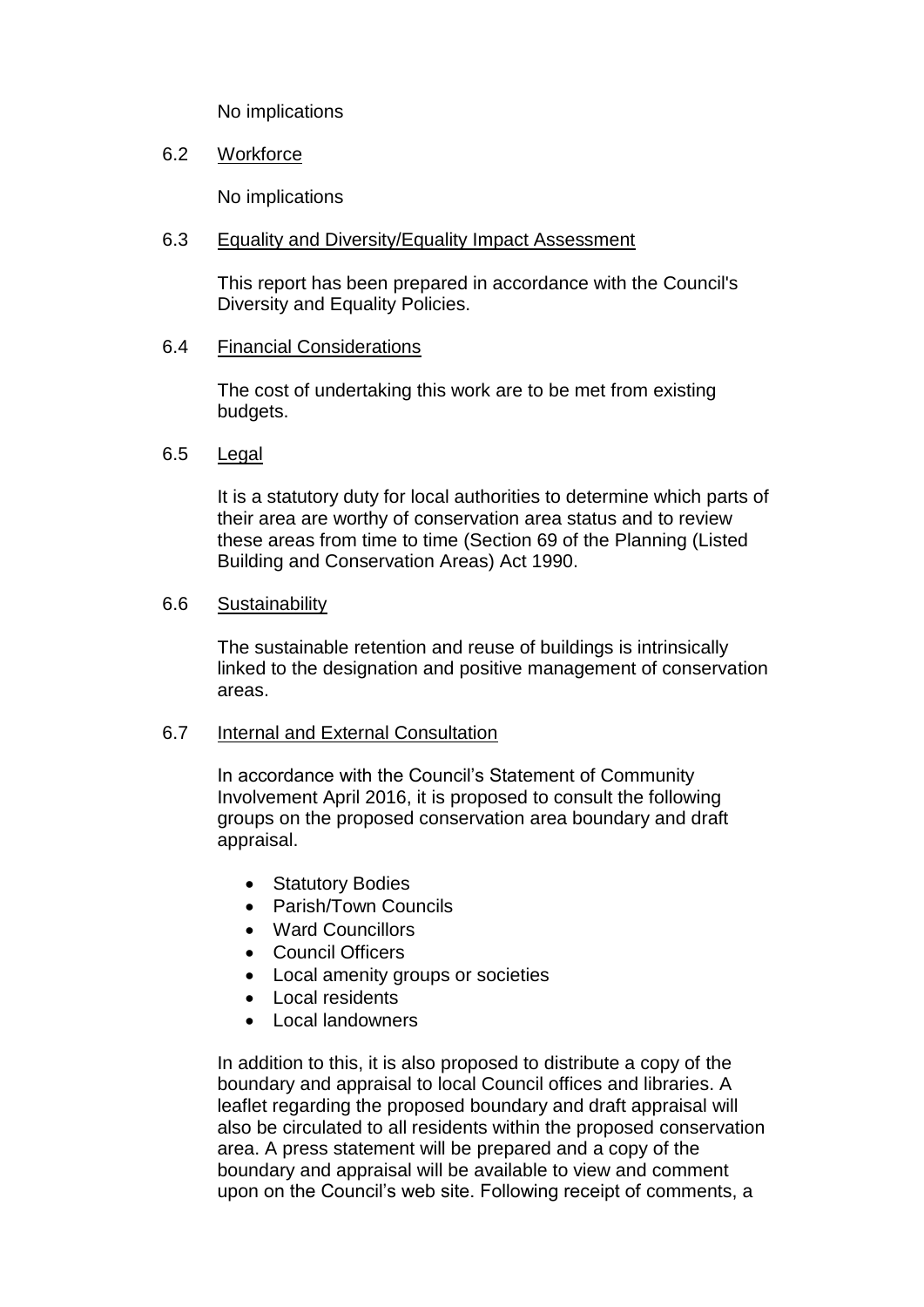No implications

6.2 Workforce

No implications

6.3 Equality and Diversity/Equality Impact Assessment

This report has been prepared in accordance with the Council's Diversity and Equality Policies.

6.4 Financial Considerations

The cost of undertaking this work are to be met from existing budgets.

6.5 Legal

It is a statutory duty for local authorities to determine which parts of their area are worthy of conservation area status and to review these areas from time to time (Section 69 of the Planning (Listed Building and Conservation Areas) Act 1990.

6.6 Sustainability

The sustainable retention and reuse of buildings is intrinsically linked to the designation and positive management of conservation areas.

6.7 Internal and External Consultation

In accordance with the Council's Statement of Community Involvement April 2016, it is proposed to consult the following groups on the proposed conservation area boundary and draft appraisal.

- Statutory Bodies
- Parish/Town Councils
- Ward Councillors
- Council Officers
- Local amenity groups or societies
- Local residents
- Local landowners

In addition to this, it is also proposed to distribute a copy of the boundary and appraisal to local Council offices and libraries. A leaflet regarding the proposed boundary and draft appraisal will also be circulated to all residents within the proposed conservation area. A press statement will be prepared and a copy of the boundary and appraisal will be available to view and comment upon on the Council's web site. Following receipt of comments, a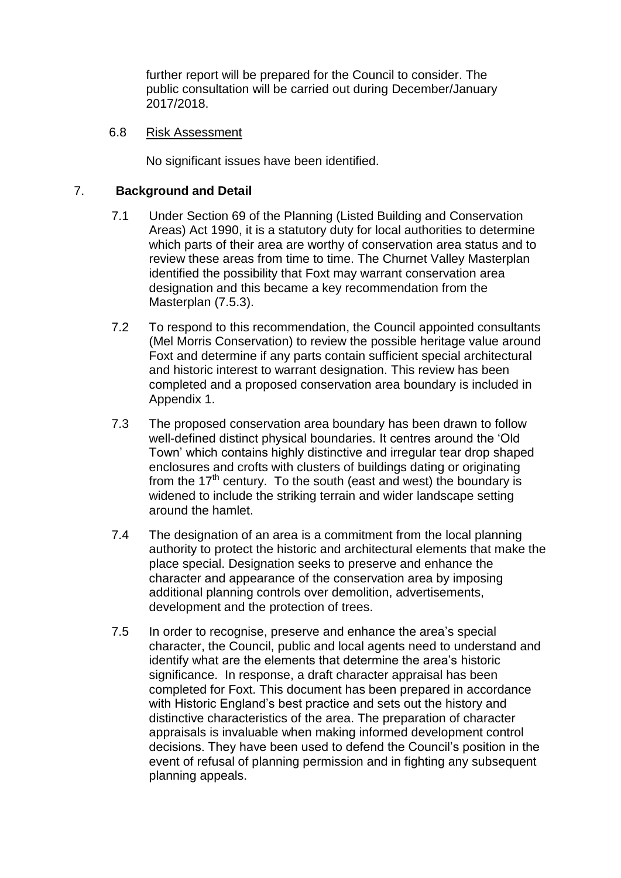further report will be prepared for the Council to consider. The public consultation will be carried out during December/January 2017/2018.

6.8 Risk Assessment

No significant issues have been identified.

## 7. Background and Detail

7.1 Under Section 69 of the Planning (Listed Building and Conservation Areas) Act 1990, it is a statutory duty for local authorities to determine which parts of their area are worthy of conservation area status and to review these areas from time to time. The Churnet Valley Masterplan identified the possibility that Foxt may warrant conservation area designation and this became a key recommendation from the Masterplan (7.5.3).

7.2 To respond to this recommendation, the Council appointed consultants (Mel Morris Conservation) to review the possible heritage value around Foxt and determine if any parts contain sufficient special architectural and historic interest to warrant designation. This review has been completed and a proposed conservation area boundary is included in Appendix 1.

7.3 The proposed conservation area boundary has been drawn to follow well-defined distinct physical boundaries. It centres around the 'Old Town' which contains highly distinctive and irregular tear drop shaped enclosures and crofts with clusters of buildings dating or originating from the 17th century. To the south (east and west) the boundary is widened to include the striking terrain and wider landscape setting around the hamlet.

7.4 The designation of an area is a commitment from the local planning authority to protect the historic and architectural elements that make the place special. Designation seeks to preserve and enhance the character and appearance of the conservation area by imposing additional planning controls over demolition, advertisements, development and the protection of trees.

7.5 In order to recognise, preserve and enhance the area's special character, the Council, public and local agents need to understand and identify what are the elements that determine the area's historic significance. In response, a draft character appraisal has been completed for Foxt. This document has been prepared in accordance with Historic England's best practice and sets out the history and distinctive characteristics of the area. The preparation of character appraisals is invaluable when making informed development control decisions. They have been used to defend the Council's position in the event of refusal of planning permission and in fighting any subsequent planning appeals.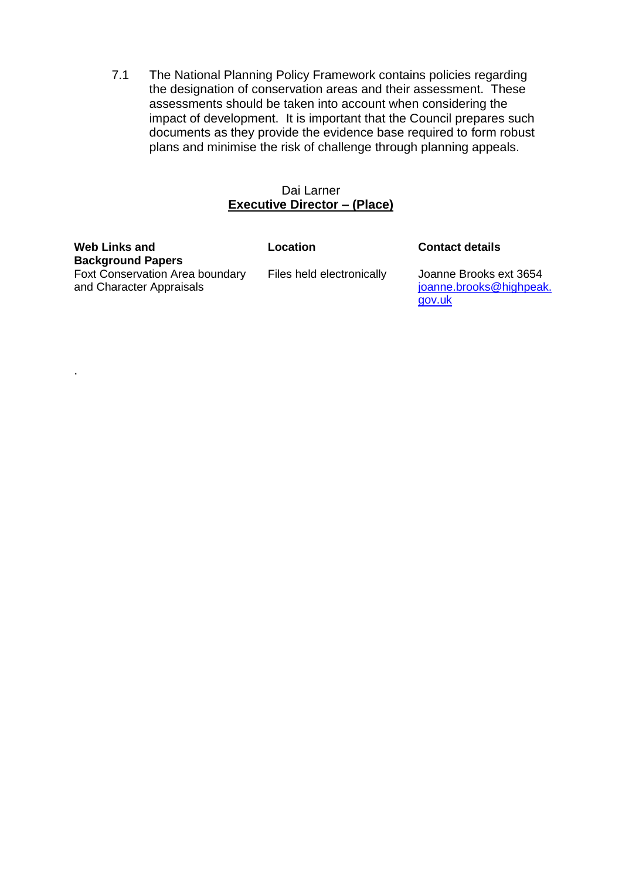7.1 The National Planning Policy Framework contains policies regarding the designation of conservation areas and their assessment. These assessments should be taken into account when considering the impact of development. It is important that the Council prepares such documents as they provide the evidence base required to form robust plans and minimise the risk of challenge through planning appeals.

Dai Larner
**Executive Director – (Place)**

| **Web Links and Background Papers** | **Location** | **Contact details** |
| --- | --- | --- |
| Foxt Conservation Area boundary and Character Appraisals | Files held electronically | Joanne Brooks ext 3654 [joanne.brooks@highpeak.gov.uk](mailto:joanne.brooks@highpeak.gov.uk) |

.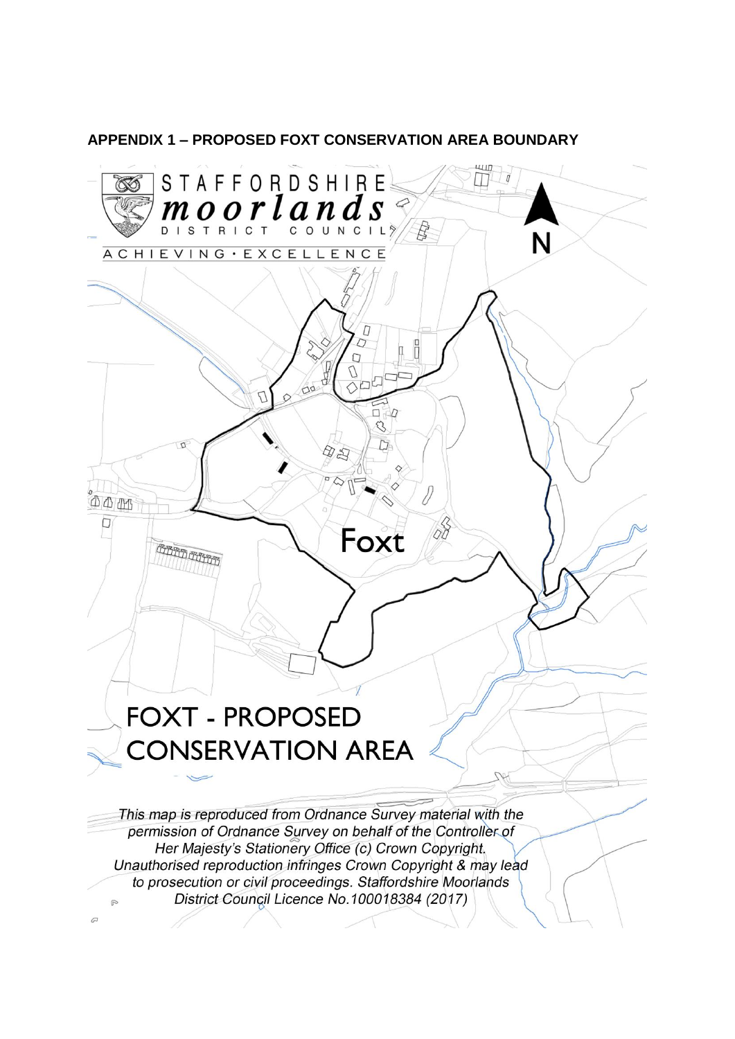## APPENDIX 1 – PROPOSED FOXT CONSERVATION AREA BOUNDARY

STAFFORDSHIRE moorlands DISTRICT COUNCIL

ACHIEVING • EXCELLENCE

N

Foxt

# FOXT - PROPOSED CONSERVATION AREA

*This map is reproduced from Ordnance Survey material with the permission of Ordnance Survey on behalf of the Controller of Her Majesty's Stationery Office (c) Crown Copyright. Unauthorised reproduction infringes Crown Copyright & may lead to prosecution or civil proceedings. Staffordshire Moorlands District Council Licence No.100018384 (2017)*